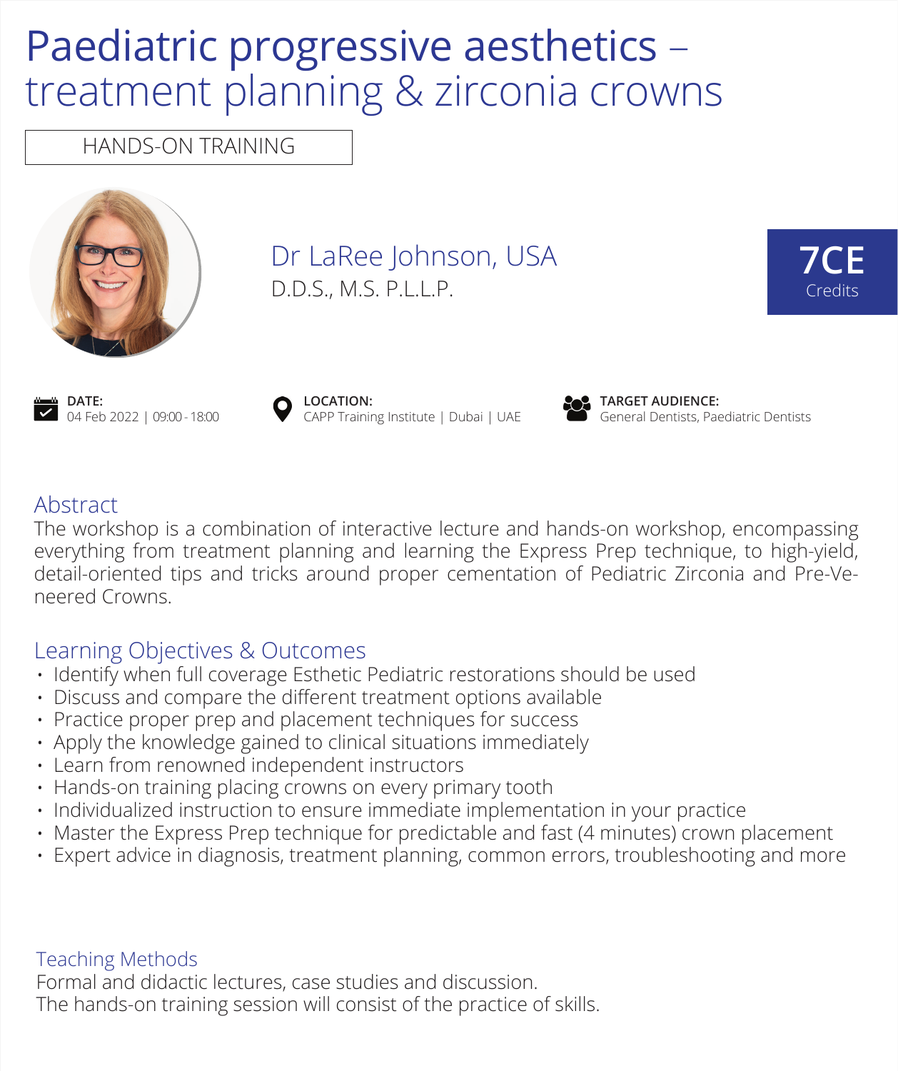# Paediatric progressive aesthetics – treatment planning & zirconia crowns

HANDS-ON TRAINING

## Dr LaRee Johnson, USA

D.D.S., M.S. P.L.L.P.

**7CE** Credits

**DATE:**
04 Feb 2022 | 09:00 - 18:00

**LOCATION:**
CAPP Training Institute | Dubai | UAE

**TARGET AUDIENCE:**
General Dentists, Paediatric Dentists

## Abstract

The workshop is a combination of interactive lecture and hands-on workshop, encompassing everything from treatment planning and learning the Express Prep technique, to high-yield, detail-oriented tips and tricks around proper cementation of Pediatric Zirconia and Pre-Veneered Crowns.

## Learning Objectives & Outcomes

- Identify when full coverage Esthetic Pediatric restorations should be used
- Discuss and compare the different treatment options available
- Practice proper prep and placement techniques for success
- Apply the knowledge gained to clinical situations immediately
- Learn from renowned independent instructors
- Hands-on training placing crowns on every primary tooth
- Individualized instruction to ensure immediate implementation in your practice
- Master the Express Prep technique for predictable and fast (4 minutes) crown placement
- Expert advice in diagnosis, treatment planning, common errors, troubleshooting and more

## Teaching Methods

Formal and didactic lectures, case studies and discussion.
The hands-on training session will consist of the practice of skills.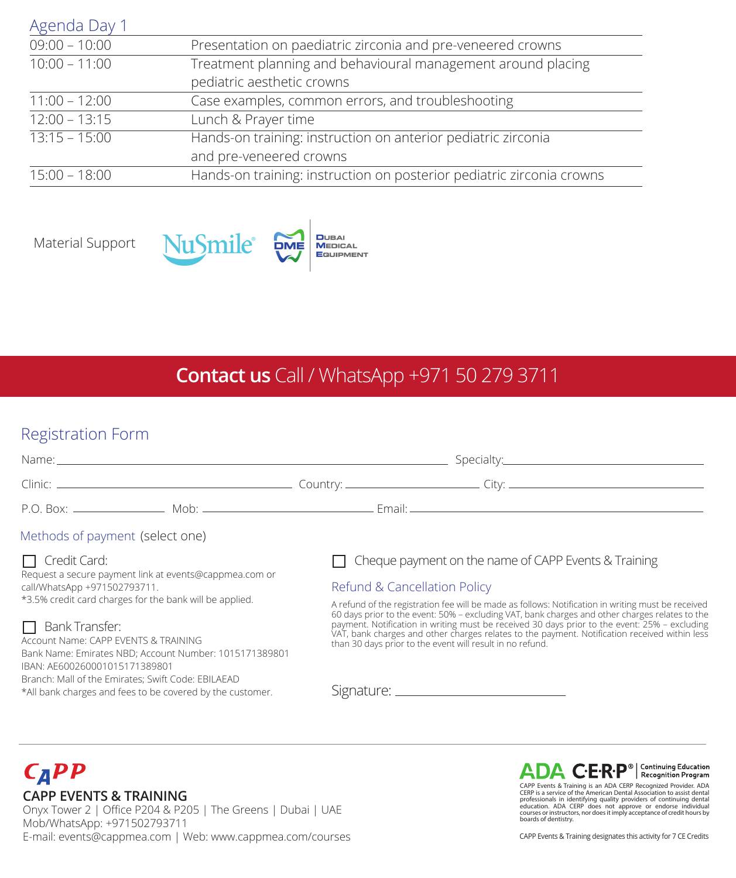## Agenda Day 1

| | |
|---|---|
| 09:00 – 10:00 | Presentation on paediatric zirconia and pre-veneered crowns |
| 10:00 – 11:00 | Treatment planning and behavioural management around placing pediatric aesthetic crowns |
| 11:00 – 12:00 | Case examples, common errors, and troubleshooting |
| 12:00 – 13:15 | Lunch & Prayer time |
| 13:15 – 15:00 | Hands-on training: instruction on anterior pediatric zirconia and pre-veneered crowns |
| 15:00 – 18:00 | Hands-on training: instruction on posterior pediatric zirconia crowns |

Material Support

NuSmile

DME Dubai Medical Equipment

**Contact us** Call / WhatsApp +971 50 279 3711

## Registration Form

Name: ______________________ Specialty: ______________________

Clinic: ______________________ Country: ______________________ City: ______________________

P.O. Box: ______________ Mob: ______________________ Email: ______________________

### Methods of payment (select one)

☐ Credit Card:
Request a secure payment link at events@cappmea.com or call/WhatsApp +971502793711.
*3.5% credit card charges for the bank will be applied.

☐ Bank Transfer:
Account Name: CAPP EVENTS & TRAINING
Bank Name: Emirates NBD; Account Number: 1015171389801
IBAN: AE600260001015171389801
Branch: Mall of the Emirates; Swift Code: EBILAEAD
*All bank charges and fees to be covered by the customer.

☐ Cheque payment on the name of CAPP Events & Training

### Refund & Cancellation Policy

A refund of the registration fee will be made as follows: Notification in writing must be received 60 days prior to the event: 50% – excluding VAT, bank charges and other charges relates to the payment. Notification in writing must be received 30 days prior to the event: 25% – excluding VAT, bank charges and other charges relates to the payment. Notification received within less than 30 days prior to the event will result in no refund.

Signature: ______________________

CAPP

**CAPP EVENTS & TRAINING**
Onyx Tower 2 | Office P204 & P205 | The Greens | Dubai | UAE
Mob/WhatsApp: +971502793711
E-mail: events@cappmea.com | Web: www.cappmea.com/courses

ADA C·E·R·P® | Continuing Education Recognition Program

CAPP Events & Training is an ADA CERP Recognized Provider. ADA CERP is a service of the American Dental Association to assist dental professionals in identifying quality providers of continuing dental education. ADA CERP does not approve or endorse individual courses or instructors, nor does it imply acceptance of credit hours by boards of dentistry.

CAPP Events & Training designates this activity for 7 CE Credits